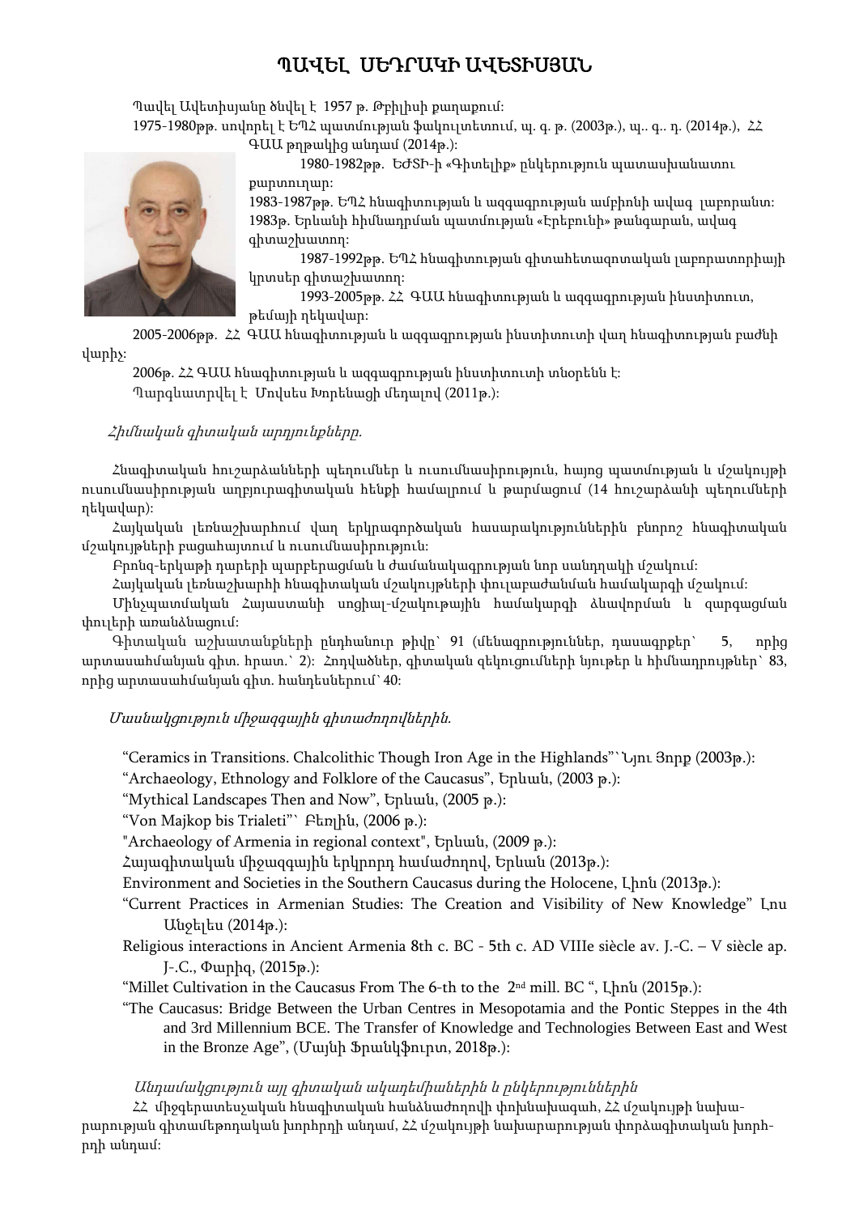# ՊԱՎԵԼ ՍԵԴՐԱԿԻ ԱՎԵՏԻՍՅԱՆ

Պավել Ավետիսյանը ծնվել է 1957 թ. Թբիլիսի քաղաքում:

1975-1980թթ. սովորել է ԵՊՀ պատմության ֆակուլտետում, պ. գ. թ. (2003թ.), պ.. գ.. դ. (2014թ.), ՀՀ ԳԱԱ թղթակից անդամ (2014թ.):

1980-1982թթ. ԵԺՏԻ-ի «Գիտելիք» ընկերություն պատասխանատու քարտուղար:

1983-1987թթ. ԵՊՀ հնագիտության և ազգագրության ամբիոնի ավագ լաբորանտ:

1983թ. Երևանի հիմնադրման պատմության «Էրեբունի» թանգարան, ավագ գիտաշխատող:

1987-1992թթ. ԵՊՀ հնագիտության գիտահետազոտական լաբորատորիայի կրտսեր գիտաշխատող:

1993-2005թթ. ՀՀ ԳԱԱ հնագիտության և ազգագրության ինստիտուտ, թեմայի ղեկավար:

2005-2006թթ. ՀՀ ԳԱԱ հնագիտության և ազգագրության ինստիտուտի վաղ հնագիտության բաժնի վարիչ:

2006թ. ՀՀ ԳԱԱ հնագիտության և ազգագրության ինստիտուտի տնօրենն է:

Պարգևատրվել է Մովսես Խորենացի մեդալով (2011թ.):

*Հիմնական գիտական արդյունքները.*

Հնագիտական հուշարձանների պեղումներ և ուսումնասիրություն, հայոց պատմության և մշակույթի ուսումնասիրության աղբյուրագիտական հենքի համալրում և թարմացում (14 հուշարձանի պեղումների ղեկավար):

Հայկական լեռնաշխարհում վաղ երկրագործական հասարակություններին բնորոշ հնագիտական մշակույթների բացահայտում և ուսումնասիրություն:

Բրոնզ-երկաթի դարերի պարբերացման և ժամանակագրության նոր սանդղակի մշակում:

Հայկական լեռնաշխարհի հնագիտական մշակույթների փուլաբաժանման համակարգի մշակում:

Մինչպատմական Հայաստանի սոցիալ-մշակութային համակարգի ձևավորման և զարգացման փուլերի առանձնացում:

Գիտական աշխատանքների ընդհանուր թիվը՝ 91 (մենագրություններ, դասագրքեր՝ 5, որից արտասահմանյան գիտ. հրատ.՝ 2): Հոդվածներ, գիտական զեկուցումների նյութեր և հիմնադրույթներ՝ 83, որից արտասահմանյան գիտ. հանդեսներում՝ 40:

*Մասնակցություն միջազգային գիտաժողովներին.*

“Ceramics in Transitions. Chalcolithic Though Iron Age in the Highlands”՝ Նյու Յորք (2003թ.):

“Archaeology, Ethnology and Folklore of the Caucasus”, Երևան, (2003 թ.):

“Mythical Landscapes Then and Now”, Երևան, (2005 թ.):

“Von Majkop bis Trialeti”՝ Բեռլին, (2006 թ.):

"Archaeology of Armenia in regional context", Երևան, (2009 թ.):

Հայագիտական միջազգային երկրորդ համաժողով, Երևան (2013թ.):

Environment and Societies in the Southern Caucasus during the Holocene, Լիոն (2013թ.):

“Current Practices in Armenian Studies: The Creation and Visibility of New Knowledge” Լոս Անջելես (2014թ.):

Religious interactions in Ancient Armenia 8th c. BC - 5th c. AD VIIIe siècle av. J.-C. – V siècle ap. J-.C., Փարիզ, (2015թ.):

“Millet Cultivation in the Caucasus From The 6-th to the 2nd mill. BC “, Լիոն (2015թ.):

“The Caucasus: Bridge Between the Urban Centres in Mesopotamia and the Pontic Steppes in the 4th and 3rd Millennium BCE. The Transfer of Knowledge and Technologies Between East and West in the Bronze Age”, (Մայնի Ֆրանկֆուրտ, 2018թ.):

*Անդամակցություն այլ գիտական ակադեմիաներին և ընկերություններին*

ՀՀ միջգերատեսչական հնագիտական հանձնաժողովի փոխնախագահ, ՀՀ մշակույթի նախարարության գիտամեթոդական խորհրդի անդամ, ՀՀ մշակույթի նախարարության փորձագիտական խորհրդի անդամ: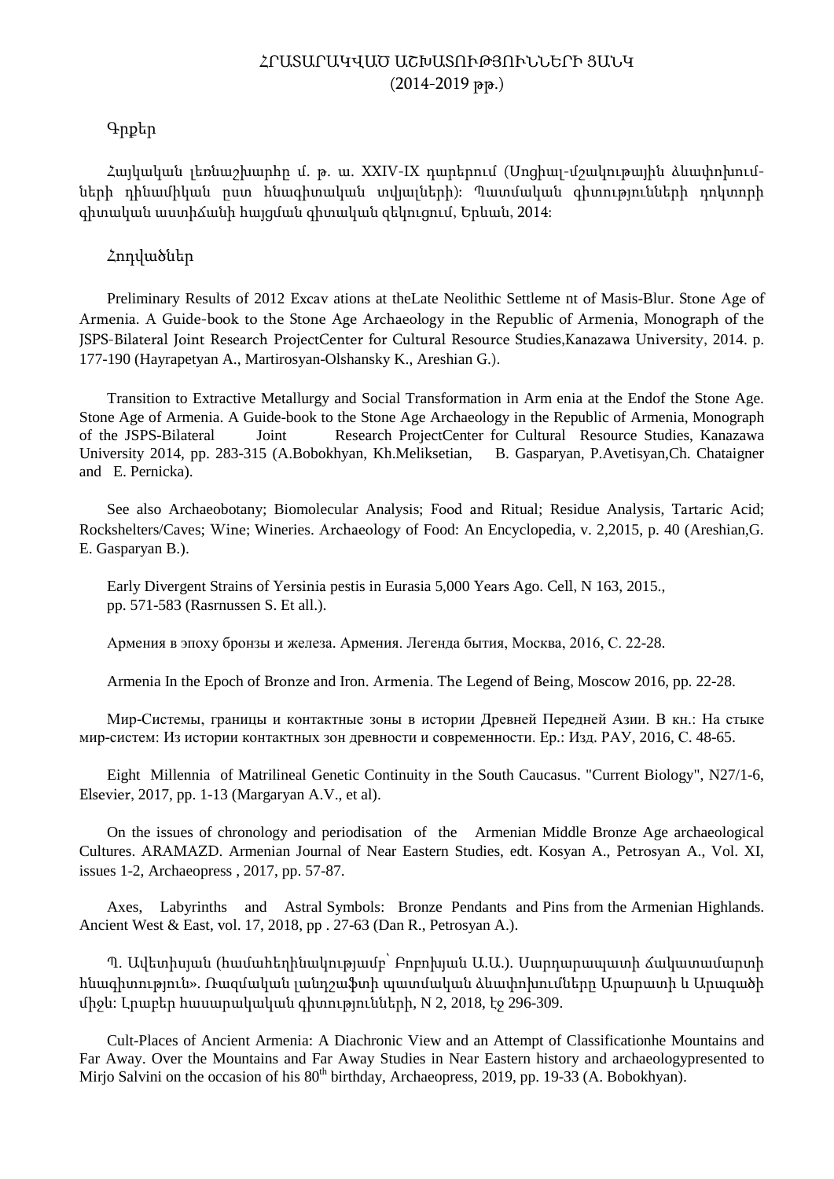# ՀՐԱՏԱՐԱԿՎԱԾ ԱՇԽԱՏՈՒԹՅՈՒՆՆԵՐԻ ՑԱՆԿ
(2014-2019 թթ.)

## Գրքեր

Հայկական լեռնաշխարհը մ. թ. ա. XXIV-IX դարերում (Սոցիալ-մշակութային ձևափոխումների դինամիկան ըստ հնագիտական տվյալների)։ Պատմական գիտությունների դոկտորի գիտական աստիճանի հայցման գիտական զեկուցում, Երևան, 2014։

## Հոդվածներ

Preliminary Results of 2012 Excav ations at theLate Neolithic Settleme nt of Masis-Blur. Stone Age of Armenia. A Guide-book to the Stone Age Archaeology in the Republic of Armenia, Monograph of the JSPS-Bilateral Joint Research ProjectCenter for Cultural Resource Studies,Kanazawa University, 2014. p. 177-190 (Hayrapetyan A., Martirosyan-Olshansky K., Areshian G.).

Transition to Extractive Metallurgy and Social Transformation in Arm enia at the Endof the Stone Age. Stone Age of Armenia. A Guide-book to the Stone Age Archaeology in the Republic of Armenia, Monograph of the JSPS-Bilateral Joint Research ProjectCenter for Cultural Resource Studies, Kanazawa University 2014, pp. 283-315 (A.Bobokhyan, Kh.Meliksetian, B. Gasparyan, P.Avetisyan,Ch. Chataigner and E. Pernicka).

See also Archaeobotany; Biomolecular Analysis; Food and Ritual; Residue Analysis, Tartaric Acid; Rockshelters/Caves; Wine; Wineries. Archaeology of Food: An Encyclopedia, v. 2,2015, p. 40 (Areshian,G. E. Gasparyan B.).

Early Divergent Strains of Yersinia pestis in Eurasia 5,000 Years Ago. Cell, N 163, 2015., pp. 571-583 (Rasrnussen S. Et all.).

Армения в эпоху бронзы и железа. Армения. Легенда бытия, Москва, 2016, С. 22-28.

Armenia In the Epoch of Bronze and Iron. Armenia. The Legend of Being, Moscow 2016, pp. 22-28.

Мир-Системы, границы и контактные зоны в истории Древней Передней Азии. В кн.: На стыке мир-систем: Из истории контактных зон древности и современности. Ер.: Изд. РАУ, 2016, С. 48-65.

Eight Millennia of Matrilineal Genetic Continuity in the South Caucasus. "Current Biology", N27/1-6, Elsevier, 2017, pp. 1-13 (Margaryan A.V., et al).

On the issues of chronology and periodisation of the Armenian Middle Bronze Age archaeological Cultures. ARAMAZD. Armenian Journal of Near Eastern Studies, edt. Kosyan A., Petrosyan A., Vol. XI, issues 1-2, Archaeopress , 2017, pp. 57-87.

Axes, Labyrinths and Astral Symbols: Bronze Pendants and Pins from the Armenian Highlands. Ancient West & East, vol. 17, 2018, pp . 27-63 (Dan R., Petrosyan A.).

Պ. Ավետիսյան (համահեղինակությամբ՝ Բոբոխյան Ա.Ա.). Սարդարապատի ճակատամարտի հնագիտություն»․ Ռազմական լանդշաֆտի պատմական ձևափոխումները Արարատի և Արագածի միջև։ Լրաբեր հասարակական գիտությունների, N 2, 2018, էջ 296-309.

Cult-Places of Ancient Armenia: A Diachronic View and an Attempt of Classificationhe Mountains and Far Away. Over the Mountains and Far Away Studies in Near Eastern history and archaeologypresented to Mirjo Salvini on the occasion of his 80th birthday, Archaeopress, 2019, pp. 19-33 (A. Bobokhyan).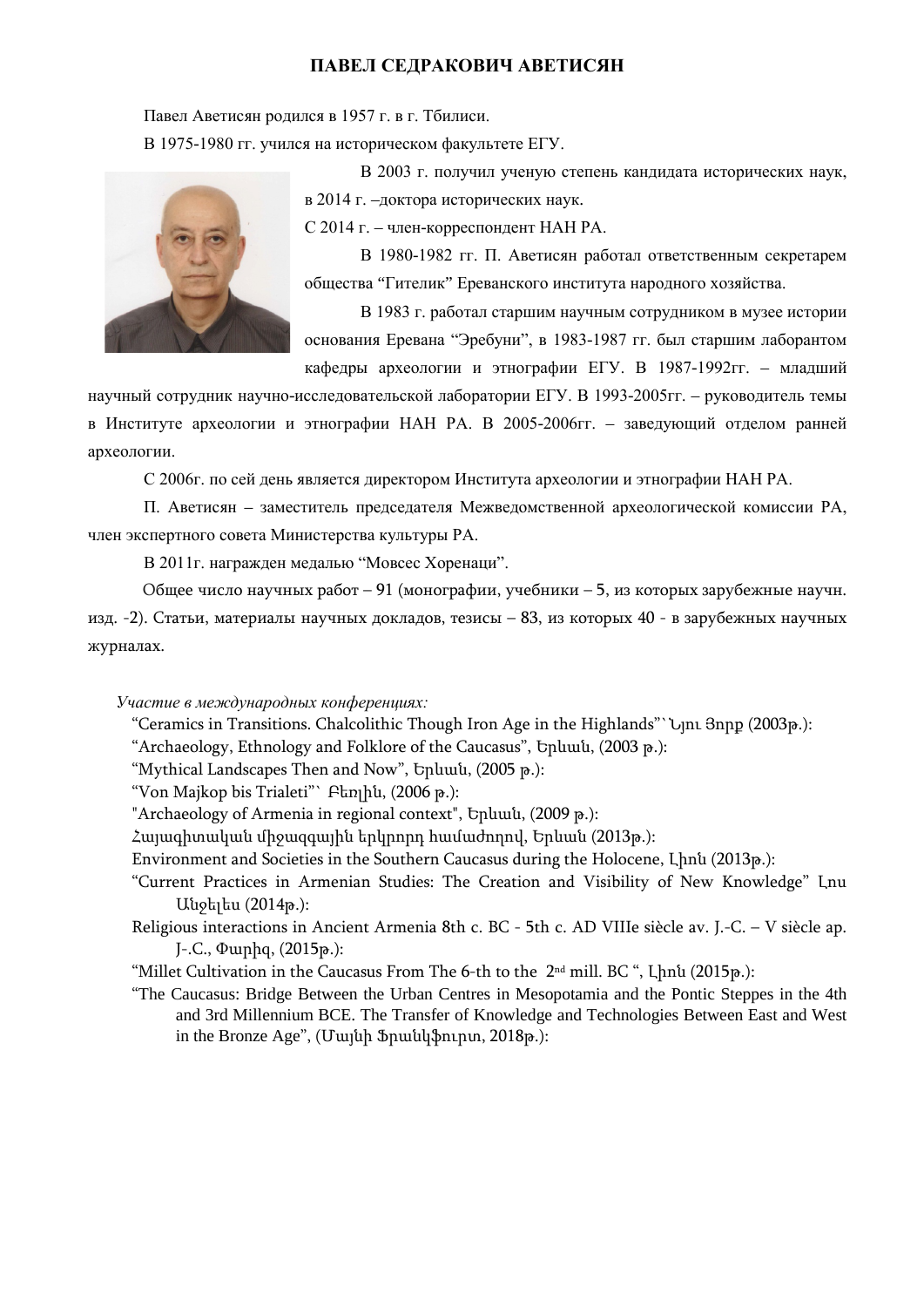# ПАВЕЛ СЕДРАКОВИЧ АВЕТИСЯН

Павел Аветисян родился в 1957 г. в г. Тбилиси.

В 1975-1980 гг. учился на историческом факультете ЕГУ.

В 2003 г. получил ученую степень кандидата исторических наук, в 2014 г. –доктора исторических наук.

С 2014 г. – член-корреспондент НАН РА.

В 1980-1982 гг. П. Аветисян работал ответственным секретарем общества “Гителик” Ереванского института народного хозяйства.

В 1983 г. работал старшим научным сотрудником в музее истории основания Еревана “Эребуни”, в 1983-1987 гг. был старшим лаборантом кафедры археологии и этнографии ЕГУ. В 1987-1992гг. – младший научный сотрудник научно-исследовательской лаборатории ЕГУ. В 1993-2005гг. – руководитель темы в Институте археологии и этнографии НАН РА. В 2005-2006гг. – заведующий отделом ранней археологии.

С 2006г. по сей день является директором Института археологии и этнографии НАН РА.

П. Аветисян – заместитель председателя Межведомственной археологической комиссии РА, член экспертного совета Министерства культуры РА.

В 2011г. награжден медалью “Мовсес Хоренаци”.

Общее число научных работ – 91 (монографии, учебники – 5, из которых зарубежные научн. изд. -2). Статьи, материалы научных докладов, тезисы – 83, из которых 40 - в зарубежных научных журналах.

*Участие в международных конференциях:*

“Ceramics in Transitions. Chalcolithic Though Iron Age in the Highlands”՝ Նյու Յորք (2003թ.):

“Archaeology, Ethnology and Folklore of the Caucasus”, Երևան, (2003 թ.):

“Mythical Landscapes Then and Now”, Երևան, (2005 թ.):

“Von Majkop bis Trialeti”՝ Բեռլին, (2006 թ.):

"Archaeology of Armenia in regional context", Երևան, (2009 թ.):

Հայագիտական միջազգային երկրորդ համաժողով, Երևան (2013թ.):

Environment and Societies in the Southern Caucasus during the Holocene, Լիոն (2013թ.):

“Current Practices in Armenian Studies: The Creation and Visibility of New Knowledge” Լոս Անջելես (2014թ.):

Religious interactions in Ancient Armenia 8th c. BC - 5th c. AD VIIIe siècle av. J.-C. – V siècle ap. J-.C., Փարիզ, (2015թ.):

“Millet Cultivation in the Caucasus From The 6-th to the 2nd mill. BC “, Լիոն (2015թ.):

“The Caucasus: Bridge Between the Urban Centres in Mesopotamia and the Pontic Steppes in the 4th and 3rd Millennium BCE. The Transfer of Knowledge and Technologies Between East and West in the Bronze Age”, (Մայնի Ֆրանկֆուրտ, 2018թ.):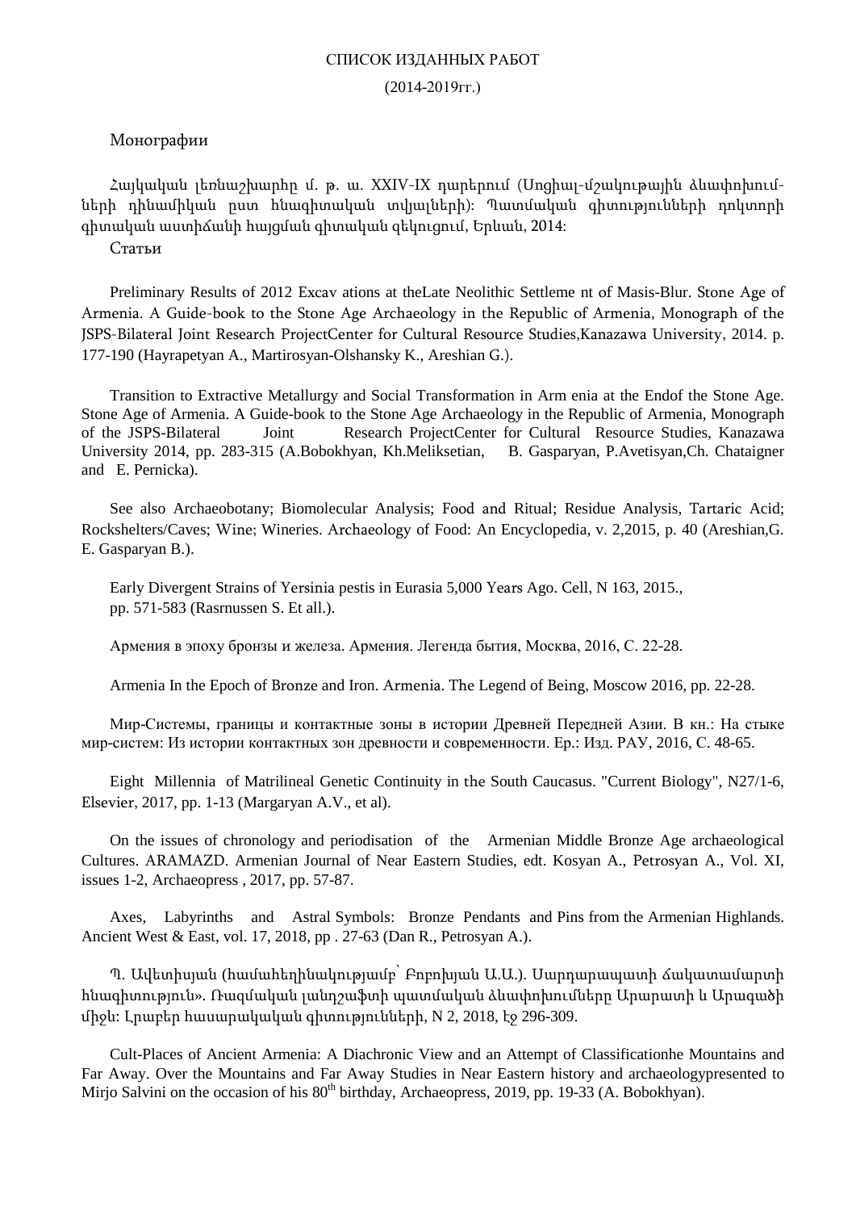СПИСОК ИЗДАННЫХ РАБОТ

(2014-2019гг.)

## Монографии

Հայկական լեռնաշխարհը մ. թ. ա. XXIV-IX դարերում (Սոցիալ-մշակութային ձևափոխումների դինամիկան ըստ հնագիտական տվյալների)։ Պատմական գիտությունների դոկտորի գիտական աստիճանի հայցման գիտական զեկուցում, Երևան, 2014։

## Статьи

Preliminary Results of 2012 Excav ations at theLate Neolithic Settleme nt of Masis-Blur. Stone Age of Armenia. A Guide-book to the Stone Age Archaeology in the Republic of Armenia, Monograph of the JSPS-Bilateral Joint Research ProjectCenter for Cultural Resource Studies,Kanazawa University, 2014. p. 177-190 (Hayrapetyan A., Martirosyan-Olshansky K., Areshian G.).

Transition to Extractive Metallurgy and Social Transformation in Arm enia at the Endof the Stone Age. Stone Age of Armenia. A Guide-book to the Stone Age Archaeology in the Republic of Armenia, Monograph of the JSPS-Bilateral Joint Research ProjectCenter for Cultural Resource Studies, Kanazawa University 2014, pp. 283-315 (A.Bobokhyan, Kh.Meliksetian, B. Gasparyan, P.Avetisyan,Ch. Chataigner and E. Pernicka).

See also Archaeobotany; Biomolecular Analysis; Food and Ritual; Residue Analysis, Tartaric Acid; Rockshelters/Caves; Wine; Wineries. Archaeology of Food: An Encyclopedia, v. 2,2015, p. 40 (Areshian,G. E. Gasparyan B.).

Early Divergent Strains of Yersinia pestis in Eurasia 5,000 Years Ago. Cell, N 163, 2015., pp. 571-583 (Rasrnussen S. Et all.).

Армения в эпоху бронзы и железа. Армения. Легенда бытия, Москва, 2016, С. 22-28.

Armenia In the Epoch of Bronze and Iron. Armenia. The Legend of Being, Moscow 2016, pp. 22-28.

Мир-Системы, границы и контактные зоны в истории Древней Передней Азии. В кн.: На стыке мир-систем: Из истории контактных зон древности и современности. Ер.: Изд. РАУ, 2016, С. 48-65.

Eight Millennia of Matrilineal Genetic Continuity in the South Caucasus. "Current Biology", N27/1-6, Elsevier, 2017, pp. 1-13 (Margaryan A.V., et al).

On the issues of chronology and periodisation of the Armenian Middle Bronze Age archaeological Cultures. ARAMAZD. Armenian Journal of Near Eastern Studies, edt. Kosyan A., Petrosyan A., Vol. XI, issues 1-2, Archaeopress , 2017, pp. 57-87.

Axes, Labyrinths and Astral Symbols: Bronze Pendants and Pins from the Armenian Highlands. Ancient West & East, vol. 17, 2018, pp . 27-63 (Dan R., Petrosyan A.).

Պ. Ավետիսյան (համահեղինակությամբ՝ Բոբոխյան Ա.Ա.). Սարդարապատի ճակատամարտի հնագիտություն»․ Ռազմական լանդշաֆտի պատմական ձևափոխումները Արարատի և Արագածի միջև։ Լրաբեր հասարակական գիտությունների, N 2, 2018, էջ 296-309.

Cult-Places of Ancient Armenia: A Diachronic View and an Attempt of Classificationhe Mountains and Far Away. Over the Mountains and Far Away Studies in Near Eastern history and archaeologypresented to Mirjo Salvini on the occasion of his 80th birthday, Archaeopress, 2019, pp. 19-33 (A. Bobokhyan).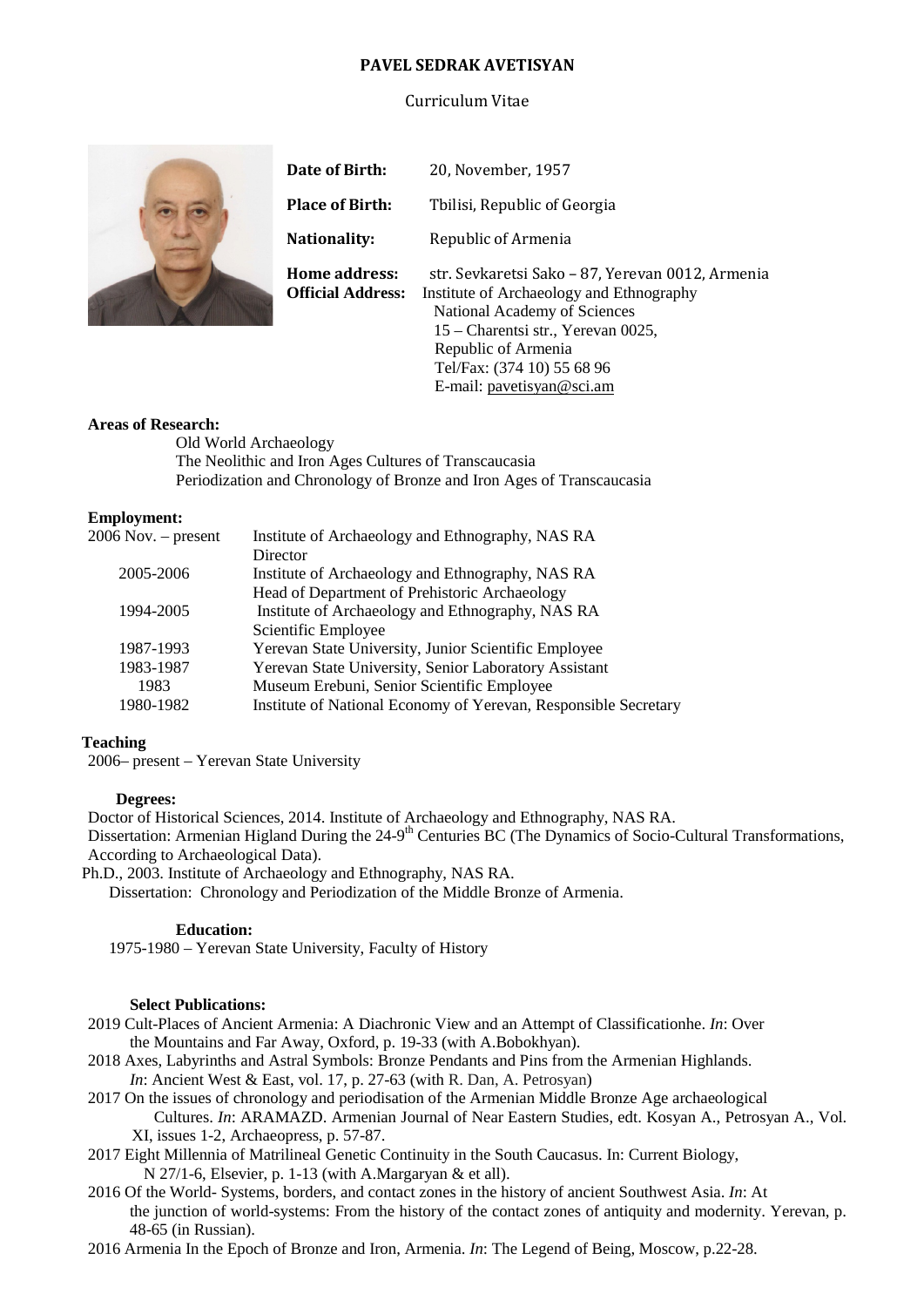# PAVEL SEDRAK AVETISYAN

Curriculum Vitae

**Date of Birth:** 20, November, 1957

**Place of Birth:** Tbilisi, Republic of Georgia

**Nationality:** Republic of Armenia

**Home address:** str. Sevkaretsi Sako – 87, Yerevan 0012, Armenia

**Official Address:** Institute of Archaeology and Ethnography
National Academy of Sciences
15 – Charentsi str., Yerevan 0025,
Republic of Armenia
Tel/Fax: (374 10) 55 68 96
E-mail: pavetisyan@sci.am

**Areas of Research:**

Old World Archaeology
The Neolithic and Iron Ages Cultures of Transcaucasia
Periodization and Chronology of Bronze and Iron Ages of Transcaucasia

**Employment:**

| | |
|---|---|
| 2006 Nov. – present | Institute of Archaeology and Ethnography, NAS RA<br>Director |
| 2005-2006 | Institute of Archaeology and Ethnography, NAS RA<br>Head of Department of Prehistoric Archaeology |
| 1994-2005 | Institute of Archaeology and Ethnography, NAS RA<br>Scientific Employee |
| 1987-1993 | Yerevan State University, Junior Scientific Employee |
| 1983-1987 | Yerevan State University, Senior Laboratory Assistant |
| 1983 | Museum Erebuni, Senior Scientific Employee |
| 1980-1982 | Institute of National Economy of Yerevan, Responsible Secretary |

**Teaching**

2006– present – Yerevan State University

**Degrees:**

Doctor of Historical Sciences, 2014. Institute of Archaeology and Ethnography, NAS RA.
Dissertation: Armenian Higland During the 24-9th Centuries BC (The Dynamics of Socio-Cultural Transformations, According to Archaeological Data).

Ph.D., 2003. Institute of Archaeology and Ethnography, NAS RA.
Dissertation: Chronology and Periodization of the Middle Bronze of Armenia.

**Education:**

1975-1980 – Yerevan State University, Faculty of History

**Select Publications:**

2019 Cult-Places of Ancient Armenia: A Diachronic View and an Attempt of Classificationhe. *In*: Over the Mountains and Far Away, Oxford, p. 19-33 (with A.Bobokhyan).

2018 Axes, Labyrinths and Astral Symbols: Bronze Pendants and Pins from the Armenian Highlands. *In*: Ancient West & East, vol. 17, p. 27-63 (with R. Dan, A. Petrosyan)

2017 On the issues of chronology and periodisation of the Armenian Middle Bronze Age archaeological Cultures. *In*: ARAMAZD. Armenian Journal of Near Eastern Studies, edt. Kosyan A., Petrosyan A., Vol. XI, issues 1-2, Archaeopress, p. 57-87.

2017 Eight Millennia of Matrilineal Genetic Continuity in the South Caucasus. In: Current Biology, N 27/1-6, Elsevier, p. 1-13 (with A.Margaryan & et all).

2016 Of the World- Systems, borders, and contact zones in the history of ancient Southwest Asia. *In*: At the junction of world-systems: From the history of the contact zones of antiquity and modernity. Yerevan, p. 48-65 (in Russian).

2016 Armenia In the Epoch of Bronze and Iron, Armenia. *In*: The Legend of Being, Moscow, p.22-28.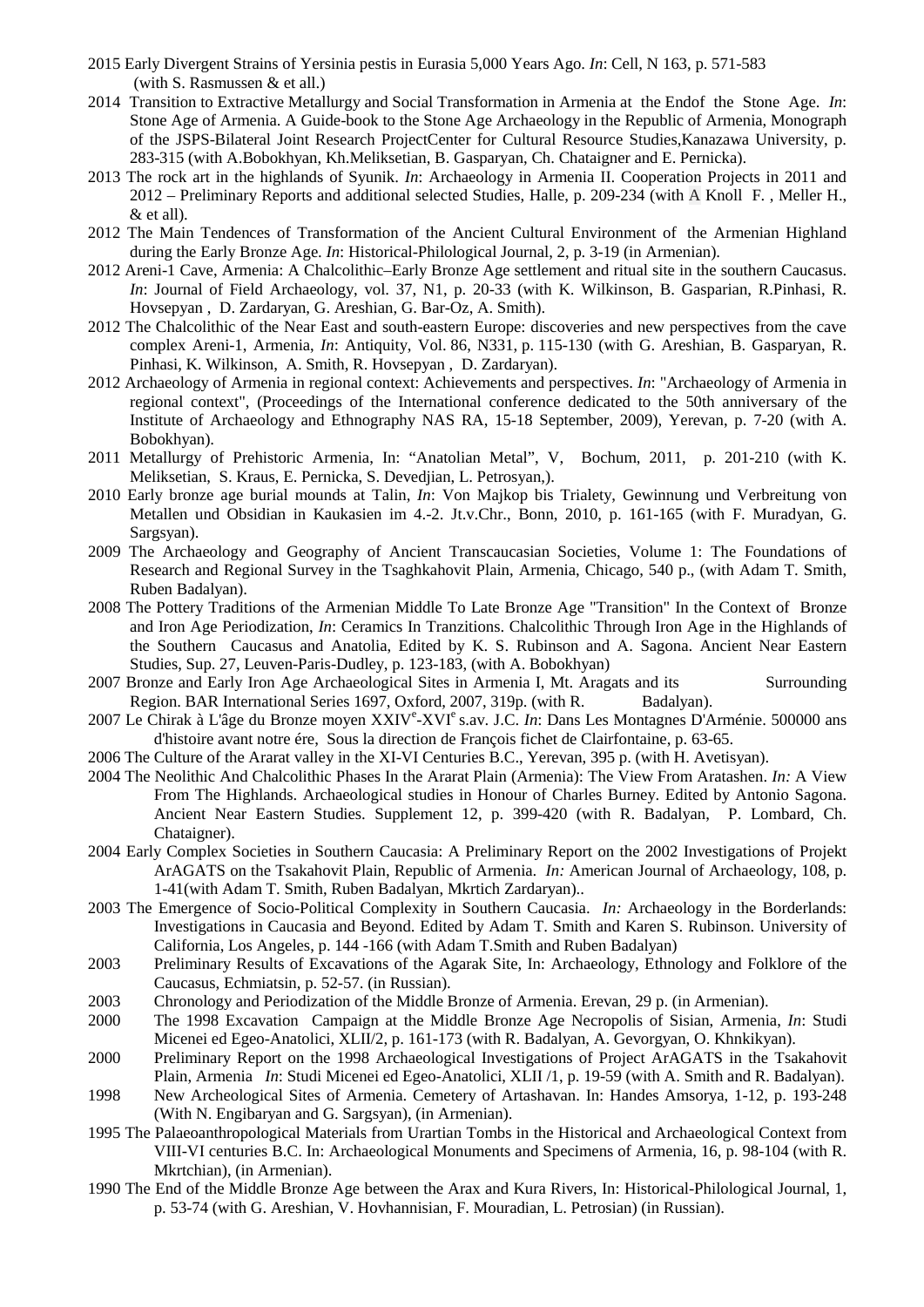2015 Early Divergent Strains of Yersinia pestis in Eurasia 5,000 Years Ago. *In*: Cell, N 163, p. 571-583 (with S. Rasmussen & et all.)

2014 Transition to Extractive Metallurgy and Social Transformation in Armenia at the Endof the Stone Age. *In*: Stone Age of Armenia. A Guide-book to the Stone Age Archaeology in the Republic of Armenia, Monograph of the JSPS-Bilateral Joint Research ProjectCenter for Cultural Resource Studies,Kanazawa University, p. 283-315 (with A.Bobokhyan, Kh.Meliksetian, B. Gasparyan, Ch. Chataigner and E. Pernicka).

2013 The rock art in the highlands of Syunik. *In*: Archaeology in Armenia II. Cooperation Projects in 2011 and 2012 – Preliminary Reports and additional selected Studies, Halle, p. 209-234 (with A Knoll F. , Meller H., & et all).

2012 The Main Tendences of Transformation of the Ancient Cultural Environment of the Armenian Highland during the Early Bronze Age. *In*: Historical-Philological Journal, 2, p. 3-19 (in Armenian).

2012 Areni-1 Cave, Armenia: A Chalcolithic–Early Bronze Age settlement and ritual site in the southern Caucasus. *In*: Journal of Field Archaeology, vol. 37, N1, p. 20-33 (with K. Wilkinson, B. Gasparian, R.Pinhasi, R. Hovsepyan , D. Zardaryan, G. Areshian, G. Bar-Oz, A. Smith).

2012 The Chalcolithic of the Near East and south-eastern Europe: discoveries and new perspectives from the cave complex Areni-1, Armenia, *In*: Antiquity, Vol. 86, N331, p. 115-130 (with G. Areshian, B. Gasparyan, R. Pinhasi, K. Wilkinson, A. Smith, R. Hovsepyan , D. Zardaryan).

2012 Archaeology of Armenia in regional context: Achievements and perspectives. *In*: "Archaeology of Armenia in regional context", (Proceedings of the International conference dedicated to the 50th anniversary of the Institute of Archaeology and Ethnography NAS RA, 15-18 September, 2009), Yerevan, p. 7-20 (with A. Bobokhyan).

2011 Metallurgy of Prehistoric Armenia, In: "Anatolian Metal", V, Bochum, 2011, p. 201-210 (with K. Meliksetian, S. Kraus, E. Pernicka, S. Devedjian, L. Petrosyan,).

2010 Early bronze age burial mounds at Talin, *In*: Von Majkop bis Trialety, Gewinnung und Verbreitung von Metallen und Obsidian in Kaukasien im 4.-2. Jt.v.Chr., Bonn, 2010, p. 161-165 (with F. Muradyan, G. Sargsyan).

2009 The Archaeology and Geography of Ancient Transcaucasian Societies, Volume 1: The Foundations of Research and Regional Survey in the Tsaghkahovit Plain, Armenia, Chicago, 540 p., (with Adam T. Smith, Ruben Badalyan).

2008 The Pottery Traditions of the Armenian Middle To Late Bronze Age "Transition" In the Context of Bronze and Iron Age Periodization, *In*: Ceramics In Tranzitions. Chalcolithic Through Iron Age in the Highlands of the Southern Caucasus and Anatolia, Edited by K. S. Rubinson and A. Sagona. Ancient Near Eastern Studies, Sup. 27, Leuven-Paris-Dudley, p. 123-183, (with A. Bobokhyan)

2007 Bronze and Early Iron Age Archaeological Sites in Armenia I, Mt. Aragats and its Surrounding Region. BAR International Series 1697, Oxford, 2007, 319p. (with R. Badalyan).

2007 Le Chirak à L'âge du Bronze moyen XXIV[e]-XVI[e] s.av. J.C. *In*: Dans Les Montagnes D'Arménie. 500000 ans d'histoire avant notre ére, Sous la direction de François fichet de Clairfontaine, p. 63-65.

2006 The Culture of the Ararat valley in the XI-VI Centuries B.C., Yerevan, 395 p. (with H. Avetisyan).

2004 The Neolithic And Chalcolithic Phases In the Ararat Plain (Armenia): The View From Aratashen. *In:* A View From The Highlands. Archaeological studies in Honour of Charles Burney. Edited by Antonio Sagona. Ancient Near Eastern Studies. Supplement 12, p. 399-420 (with R. Badalyan, P. Lombard, Ch. Chataigner).

2004 Early Complex Societies in Southern Caucasia: A Preliminary Report on the 2002 Investigations of Projekt ArAGATS on the Tsakahovit Plain, Republic of Armenia. *In:* American Journal of Archaeology, 108, p. 1-41(with Adam T. Smith, Ruben Badalyan, Mkrtich Zardaryan)..

2003 The Emergence of Socio-Political Complexity in Southern Caucasia. *In:* Archaeology in the Borderlands: Investigations in Caucasia and Beyond. Edited by Adam T. Smith and Karen S. Rubinson. University of California, Los Angeles, p. 144 -166 (with Adam T.Smith and Ruben Badalyan)

2003 Preliminary Results of Excavations of the Agarak Site, In: Archaeology, Ethnology and Folklore of the Caucasus, Echmiatsin, p. 52-57. (in Russian).

2003 Chronology and Periodization of the Middle Bronze of Armenia. Erevan, 29 p. (in Armenian).

2000 The 1998 Excavation Campaign at the Middle Bronze Age Necropolis of Sisian, Armenia, *In*: Studi Micenei ed Egeo-Anatolici, XLII/2, p. 161-173 (with R. Badalyan, A. Gevorgyan, O. Khnkikyan).

2000 Preliminary Report on the 1998 ArAchaeological Investigations of Project ArAGATS in the Tsakahovit Plain, Armenia *In*: Studi Micenei ed Egeo-Anatolici, XLII /1, p. 19-59 (with A. Smith and R. Badalyan).

1998 New Archeological Sites of Armenia. Cemetery of Artashavan. In: Handes Amsorya, 1-12, p. 193-248 (With N. Engibaryan and G. Sargsyan), (in Armenian).

1995 The Palaeoanthropological Materials from Urartian Tombs in the Historical and Archaeological Context from VIII-VI centuries B.C. In: Archaeological Monuments and Specimens of Armenia, 16, p. 98-104 (with R. Mkrtchian), (in Armenian).

1990 The End of the Middle Bronze Age between the Arax and Kura Rivers, In: Historical-Philological Journal, 1, p. 53-74 (with G. Areshian, V. Hovhannisian, F. Mouradian, L. Petrosian) (in Russian).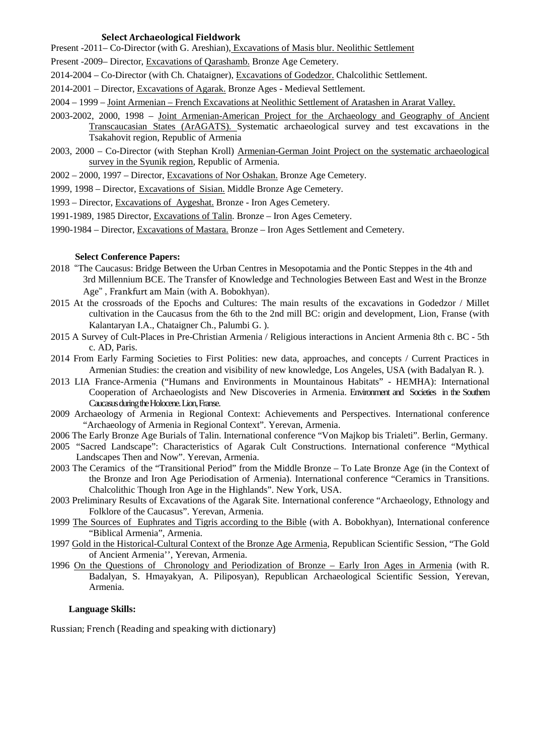### Select Archaeological Fieldwork

Present -2011– Co-Director (with G. Areshian), Excavations of Masis blur. Neolithic Settlement

Present -2009– Director, Excavations of Qarashamb. Bronze Age Cemetery.

2014-2004 – Co-Director (with Ch. Chataigner), Excavations of Godedzor. Chalcolithic Settlement.

2014-2001 – Director, Excavations of Agarak. Bronze Ages - Medieval Settlement.

2004 – 1999 – Joint Armenian – French Excavations at Neolithic Settlement of Aratashen in Ararat Valley.

2003-2002, 2000, 1998 – Joint Armenian-American Project for the Archaeology and Geography of Ancient Transcaucasian States (ArAGATS). Systematic archaeological survey and test excavations in the Tsakahovit region, Republic of Armenia

2003, 2000 – Co-Director (with Stephan Kroll) Armenian-German Joint Project on the systematic archaeological survey in the Syunik region, Republic of Armenia.

2002 – 2000, 1997 – Director, Excavations of Nor Oshakan. Bronze Age Cemetery.

1999, 1998 – Director, Excavations of Sisian. Middle Bronze Age Cemetery.

1993 – Director, Excavations of Aygeshat. Bronze - Iron Ages Cemetery.

1991-1989, 1985 Director, Excavations of Talin. Bronze – Iron Ages Cemetery.

1990-1984 – Director, Excavations of Mastara. Bronze – Iron Ages Settlement and Cemetery.

### Select Conference Papers:

2018 "The Caucasus: Bridge Between the Urban Centres in Mesopotamia and the Pontic Steppes in the 4th and 3rd Millennium BCE. The Transfer of Knowledge and Technologies Between East and West in the Bronze Age" , Frankfurt am Main (with A. Bobokhyan).

2015 At the crossroads of the Epochs and Cultures: The main results of the excavations in Godedzor / Millet cultivation in the Caucasus from the 6th to the 2nd mill BC: origin and development, Lion, Franse (with Kalantaryan I.A., Chataigner Ch., Palumbi G. ).

2015 A Survey of Cult-Places in Pre-Christian Armenia / Religious interactions in Ancient Armenia 8th c. BC - 5th c. AD, Paris.

2014 From Early Farming Societies to First Polities: new data, approaches, and concepts / Current Practices in Armenian Studies: the creation and visibility of new knowledge, Los Angeles, USA (with Badalyan R. ).

2013 LIA France-Armenia ("Humans and Environments in Mountainous Habitats" - HEMHA): International Cooperation of Archaeologists and New Discoveries in Armenia. Environment and Societies in the Southern Caucasus during the Holocene. Lion, Franse.

2009 Archaeology of Armenia in Regional Context: Achievements and Perspectives. International conference "Archaeology of Armenia in Regional Context". Yerevan, Armenia.

2006 The Early Bronze Age Burials of Talin. International conference "Von Majkop bis Trialeti". Berlin, Germany.

2005 "Sacred Landscape": Characteristics of Agarak Cult Constructions. International conference "Mythical Landscapes Then and Now". Yerevan, Armenia.

2003 The Ceramics of the "Transitional Period" from the Middle Bronze – To Late Bronze Age (in the Context of the Bronze and Iron Age Periodisation of Armenia). International conference "Ceramics in Transitions. Chalcolithic Though Iron Age in the Highlands". New York, USA.

2003 Preliminary Results of Excavations of the Agarak Site. International conference "Archaeology, Ethnology and Folklore of the Caucasus". Yerevan, Armenia.

1999 The Sources of Euphrates and Tigris according to the Bible (with A. Bobokhyan), International conference "Biblical Armenia", Armenia.

1997 Gold in the Historical-Cultural Context of the Bronze Age Armenia, Republican Scientific Session, "The Gold of Ancient Armenia'', Yerevan, Armenia.

1996 On the Questions of Chronology and Periodization of Bronze – Early Iron Ages in Armenia (with R. Badalyan, S. Hmayakyan, A. Piliposyan), Republican Archaeological Scientific Session, Yerevan, Armenia.

### Language Skills:

Russian; French (Reading and speaking with dictionary)